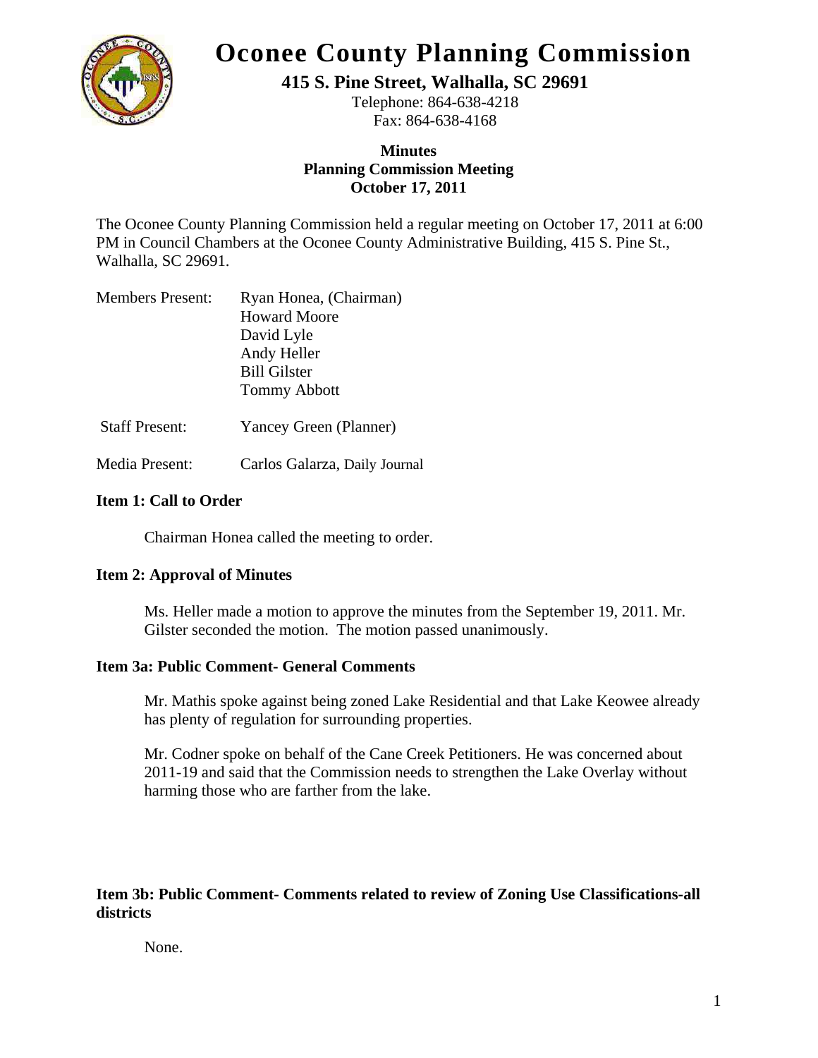# Oconee County Planning Commission

**415 S. Pine Street, Walhalla, SC 29691**

Telephone: 864-638-4218
Fax: 864-638-4168

**Minutes**
**Planning Commission Meeting**
**October 17, 2011**

The Oconee County Planning Commission held a regular meeting on October 17, 2011 at 6:00 PM in Council Chambers at the Oconee County Administrative Building, 415 S. Pine St., Walhalla, SC 29691.

Members Present: Ryan Honea, (Chairman)
Howard Moore
David Lyle
Andy Heller
Bill Gilster
Tommy Abbott

Staff Present: Yancey Green (Planner)

Media Present: Carlos Galarza, Daily Journal

**Item 1: Call to Order**

Chairman Honea called the meeting to order.

**Item 2: Approval of Minutes**

Ms. Heller made a motion to approve the minutes from the September 19, 2011. Mr. Gilster seconded the motion. The motion passed unanimously.

**Item 3a: Public Comment- General Comments**

Mr. Mathis spoke against being zoned Lake Residential and that Lake Keowee already has plenty of regulation for surrounding properties.

Mr. Codner spoke on behalf of the Cane Creek Petitioners. He was concerned about 2011-19 and said that the Commission needs to strengthen the Lake Overlay without harming those who are farther from the lake.

**Item 3b: Public Comment- Comments related to review of Zoning Use Classifications-all districts**

None.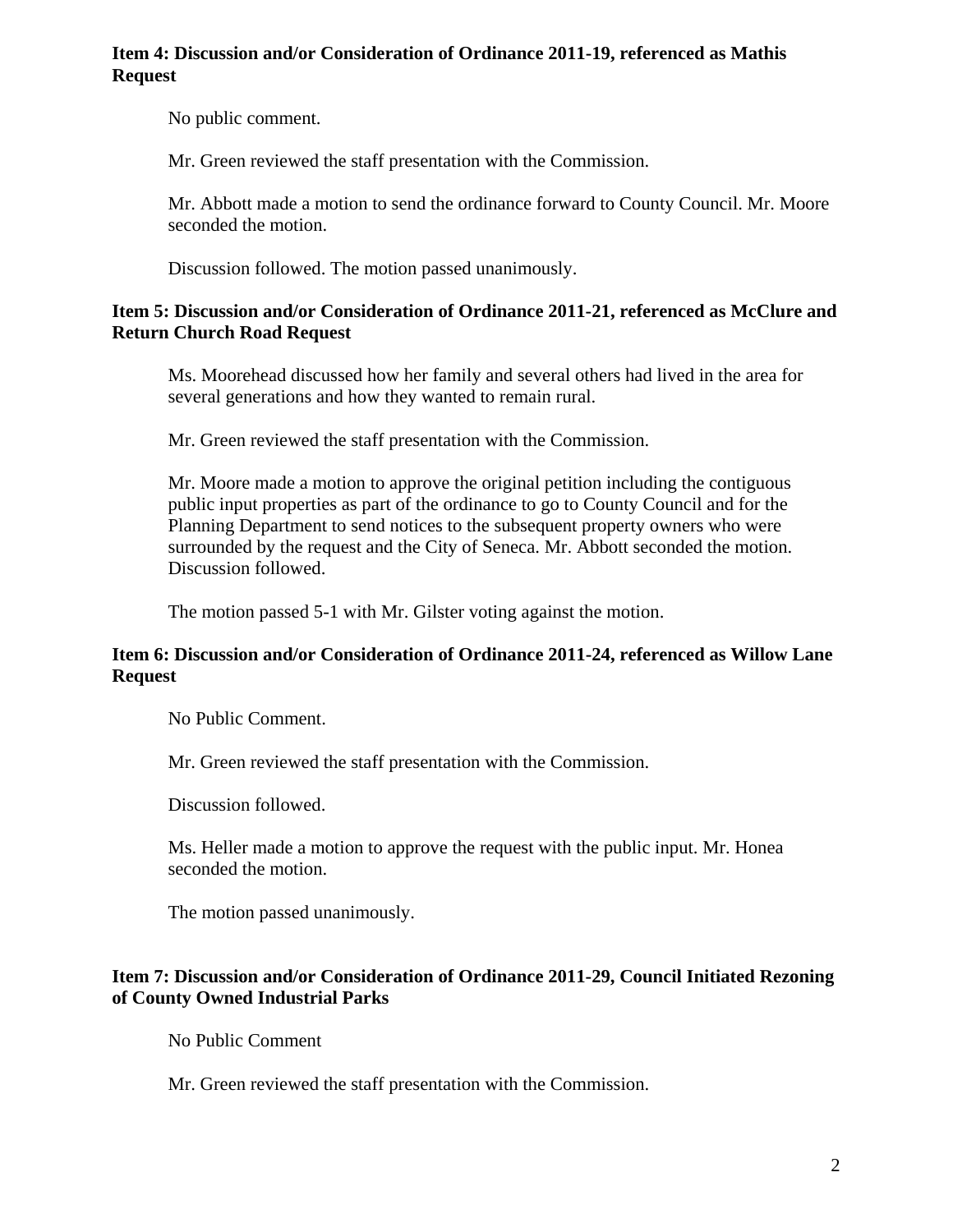**Item 4: Discussion and/or Consideration of Ordinance 2011-19, referenced as Mathis Request**

No public comment.

Mr. Green reviewed the staff presentation with the Commission.

Mr. Abbott made a motion to send the ordinance forward to County Council. Mr. Moore seconded the motion.

Discussion followed. The motion passed unanimously.

**Item 5: Discussion and/or Consideration of Ordinance 2011-21, referenced as McClure and Return Church Road Request**

Ms. Moorehead discussed how her family and several others had lived in the area for several generations and how they wanted to remain rural.

Mr. Green reviewed the staff presentation with the Commission.

Mr. Moore made a motion to approve the original petition including the contiguous public input properties as part of the ordinance to go to County Council and for the Planning Department to send notices to the subsequent property owners who were surrounded by the request and the City of Seneca. Mr. Abbott seconded the motion. Discussion followed.

The motion passed 5-1 with Mr. Gilster voting against the motion.

**Item 6: Discussion and/or Consideration of Ordinance 2011-24, referenced as Willow Lane Request**

No Public Comment.

Mr. Green reviewed the staff presentation with the Commission.

Discussion followed.

Ms. Heller made a motion to approve the request with the public input. Mr. Honea seconded the motion.

The motion passed unanimously.

**Item 7: Discussion and/or Consideration of Ordinance 2011-29, Council Initiated Rezoning of County Owned Industrial Parks**

No Public Comment

Mr. Green reviewed the staff presentation with the Commission.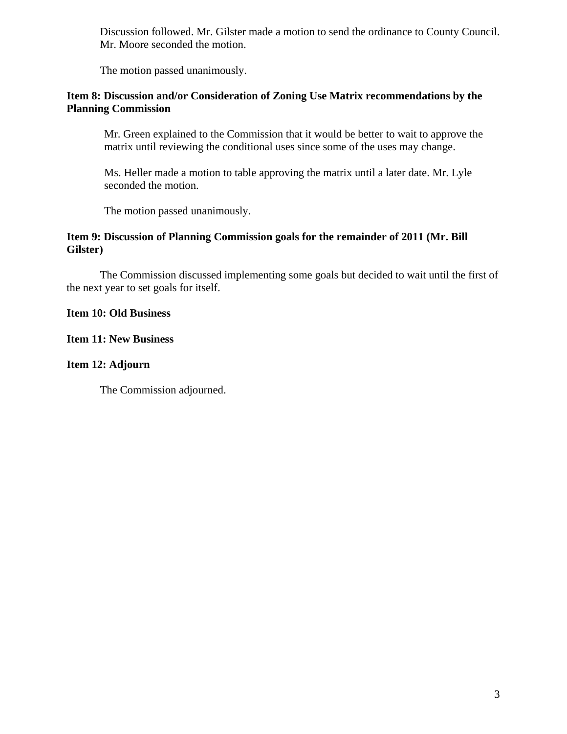Discussion followed. Mr. Gilster made a motion to send the ordinance to County Council. Mr. Moore seconded the motion.

The motion passed unanimously.

**Item 8: Discussion and/or Consideration of Zoning Use Matrix recommendations by the Planning Commission**

Mr. Green explained to the Commission that it would be better to wait to approve the matrix until reviewing the conditional uses since some of the uses may change.

Ms. Heller made a motion to table approving the matrix until a later date. Mr. Lyle seconded the motion.

The motion passed unanimously.

**Item 9: Discussion of Planning Commission goals for the remainder of 2011 (Mr. Bill Gilster)**

The Commission discussed implementing some goals but decided to wait until the first of the next year to set goals for itself.

**Item 10: Old Business**

**Item 11: New Business**

**Item 12: Adjourn**

The Commission adjourned.